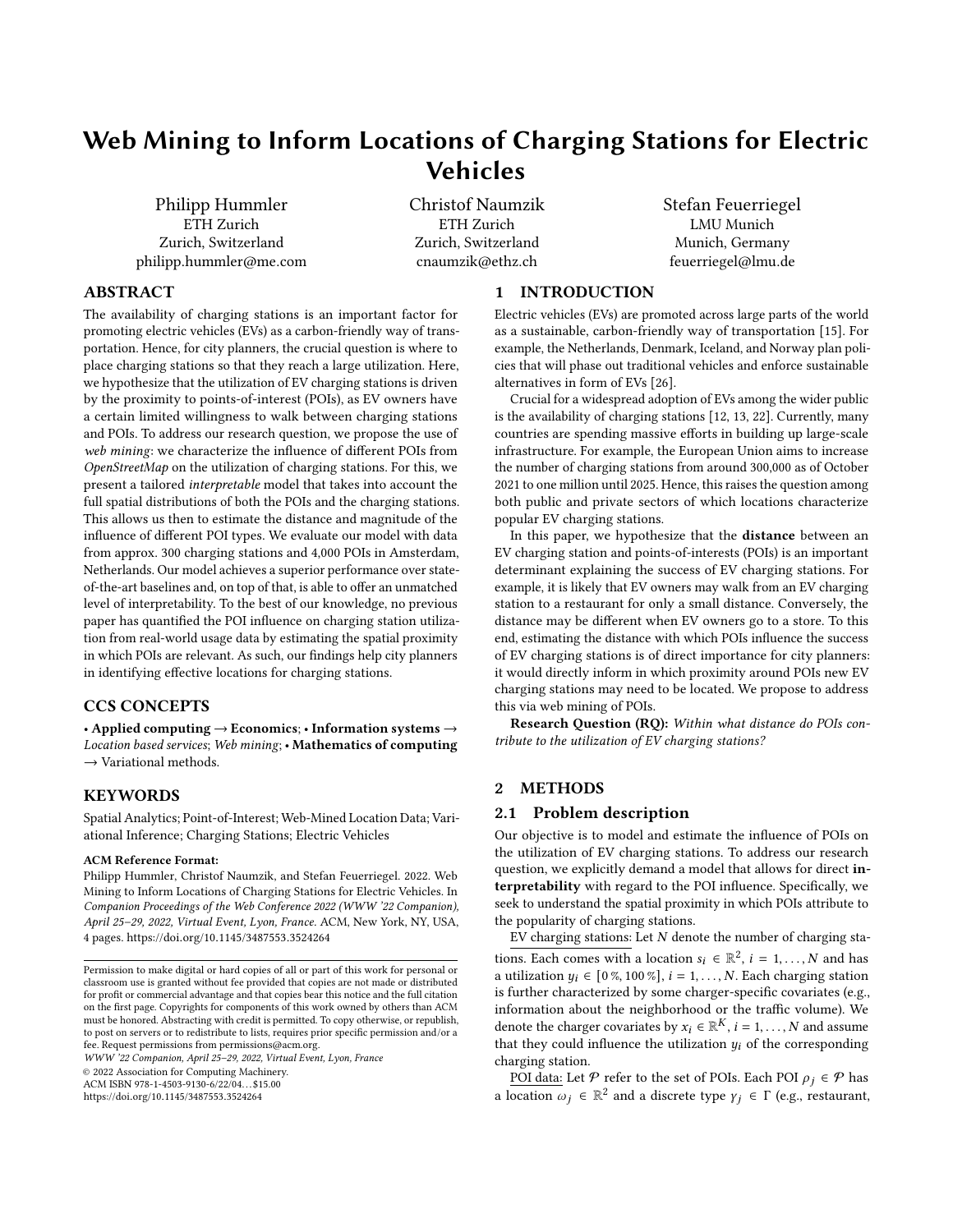# Web Mining to Inform Locations of Charging Stations for Electric Vehicles

Philipp Hummler
ETH Zurich
Zurich, Switzerland
philipp.hummler@me.com

Christof Naumzik
ETH Zurich
Zurich, Switzerland
cnaumzik@ethz.ch

Stefan Feuerriegel
LMU Munich
Munich, Germany
feuerriegel@lmu.de

## ABSTRACT

The availability of charging stations is an important factor for promoting electric vehicles (EVs) as a carbon-friendly way of transportation. Hence, for city planners, the crucial question is where to place charging stations so that they reach a large utilization. Here, we hypothesize that the utilization of EV charging stations is driven by the proximity to points-of-interest (POIs), as EV owners have a certain limited willingness to walk between charging stations and POIs. To address our research question, we propose the use of *web mining*: we characterize the influence of different POIs from *OpenStreetMap* on the utilization of charging stations. For this, we present a tailored *interpretable* model that takes into account the full spatial distributions of both the POIs and the charging stations. This allows us then to estimate the distance and magnitude of the influence of different POI types. We evaluate our model with data from approx. 300 charging stations and 4,000 POIs in Amsterdam, Netherlands. Our model achieves a superior performance over state-of-the-art baselines and, on top of that, is able to offer an unmatched level of interpretability. To the best of our knowledge, no previous paper has quantified the POI influence on charging station utilization from real-world usage data by estimating the spatial proximity in which POIs are relevant. As such, our findings help city planners in identifying effective locations for charging stations.

## CCS CONCEPTS

• **Applied computing** → **Economics**; • **Information systems** → *Location based services*; *Web mining*; • **Mathematics of computing** → Variational methods.

## KEYWORDS

Spatial Analytics; Point-of-Interest; Web-Mined Location Data; Variational Inference; Charging Stations; Electric Vehicles

**ACM Reference Format:**

Philipp Hummler, Christof Naumzik, and Stefan Feuerriegel. 2022. Web Mining to Inform Locations of Charging Stations for Electric Vehicles. In *Companion Proceedings of the Web Conference 2022 (WWW '22 Companion), April 25–29, 2022, Virtual Event, Lyon, France.* ACM, New York, NY, USA, 4 pages. https://doi.org/10.1145/3487553.3524264

Permission to make digital or hard copies of all or part of this work for personal or classroom use is granted without fee provided that copies are not made or distributed for profit or commercial advantage and that copies bear this notice and the full citation on the first page. Copyrights for components of this work owned by others than ACM must be honored. Abstracting with credit is permitted. To copy otherwise, or republish, to post on servers or to redistribute to lists, requires prior specific permission and/or a fee. Request permissions from permissions@acm.org.
*WWW '22 Companion, April 25–29, 2022, Virtual Event, Lyon, France*
© 2022 Association for Computing Machinery.
ACM ISBN 978-1-4503-9130-6/22/04…$15.00
https://doi.org/10.1145/3487553.3524264

## 1 INTRODUCTION

Electric vehicles (EVs) are promoted across large parts of the world as a sustainable, carbon-friendly way of transportation [15]. For example, the Netherlands, Denmark, Iceland, and Norway plan policies that will phase out traditional vehicles and enforce sustainable alternatives in form of EVs [26].

Crucial for a widespread adoption of EVs among the wider public is the availability of charging stations [12, 13, 22]. Currently, many countries are spending massive efforts in building up large-scale infrastructure. For example, the European Union aims to increase the number of charging stations from around 300,000 as of October 2021 to one million until 2025. Hence, this raises the question among both public and private sectors of which locations characterize popular EV charging stations.

In this paper, we hypothesize that the **distance** between an EV charging station and points-of-interests (POIs) is an important determinant explaining the success of EV charging stations. For example, it is likely that EV owners may walk from an EV charging station to a restaurant for only a small distance. Conversely, the distance may be different when EV owners go to a store. To this end, estimating the distance with which POIs influence the success of EV charging stations is of direct importance for city planners: it would directly inform in which proximity around POIs new EV charging stations may need to be located. We propose to address this via web mining of POIs.

**Research Question (RQ):** *Within what distance do POIs contribute to the utilization of EV charging stations?*

## 2 METHODS

### 2.1 Problem description

Our objective is to model and estimate the influence of POIs on the utilization of EV charging stations. To address our research question, we explicitly demand a model that allows for direct **interpretability** with regard to the POI influence. Specifically, we seek to understand the spatial proximity in which POIs attribute to the popularity of charging stations.

EV charging stations: Let $N$ denote the number of charging stations. Each comes with a location $s_i \in \mathbb{R}^2$, $i = 1, \ldots, N$ and has a utilization $y_i \in [0\,\%, 100\,\%]$, $i = 1, \ldots, N$. Each charging station is further characterized by some charger-specific covariates (e.g., information about the neighborhood or the traffic volume). We denote the charger covariates by $x_i \in \mathbb{R}^K$, $i = 1, \ldots, N$ and assume that they could influence the utilization $y_i$ of the corresponding charging station.

POI data: Let $\mathcal{P}$ refer to the set of POIs. Each POI $\rho_j \in \mathcal{P}$ has a location $\omega_j \in \mathbb{R}^2$ and a discrete type $\gamma_j \in \Gamma$ (e.g., restaurant,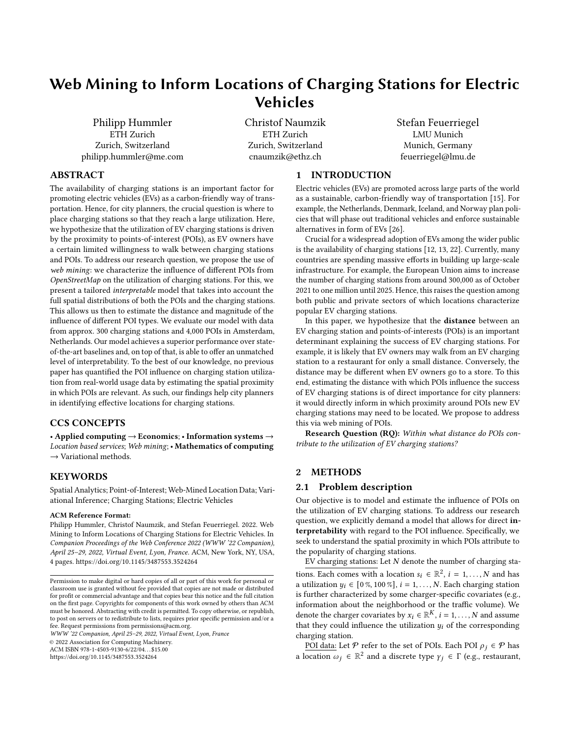# Web Mining to Inform Locations of Charging Stations for Electric Vehicles

Philipp Hummler
ETH Zurich
Zurich, Switzerland
philipp.hummler@me.com

Christof Naumzik
ETH Zurich
Zurich, Switzerland
cnaumzik@ethz.ch

Stefan Feuerriegel
LMU Munich
Munich, Germany
feuerriegel@lmu.de

## ABSTRACT

The availability of charging stations is an important factor for promoting electric vehicles (EVs) as a carbon-friendly way of transportation. Hence, for city planners, the crucial question is where to place charging stations so that they reach a large utilization. Here, we hypothesize that the utilization of EV charging stations is driven by the proximity to points-of-interest (POIs), as EV owners have a certain limited willingness to walk between charging stations and POIs. To address our research question, we propose the use of *web mining*: we characterize the influence of different POIs from *OpenStreetMap* on the utilization of charging stations. For this, we present a tailored *interpretable* model that takes into account the full spatial distributions of both the POIs and the charging stations. This allows us then to estimate the distance and magnitude of the influence of different POI types. We evaluate our model with data from approx. 300 charging stations and 4,000 POIs in Amsterdam, Netherlands. Our model achieves a superior performance over state-of-the-art baselines and, on top of that, is able to offer an unmatched level of interpretability. To the best of our knowledge, no previous paper has quantified the POI influence on charging station utilization from real-world usage data by estimating the spatial proximity in which POIs are relevant. As such, our findings help city planners in identifying effective locations for charging stations.

## CCS CONCEPTS

• **Applied computing** → **Economics**; • **Information systems** → *Location based services*; *Web mining*; • **Mathematics of computing** → Variational methods.

## KEYWORDS

Spatial Analytics; Point-of-Interest; Web-Mined Location Data; Variational Inference; Charging Stations; Electric Vehicles

**ACM Reference Format:**
Philipp Hummler, Christof Naumzik, and Stefan Feuerriegel. 2022. Web Mining to Inform Locations of Charging Stations for Electric Vehicles. In *Companion Proceedings of the Web Conference 2022 (WWW '22 Companion), April 25–29, 2022, Virtual Event, Lyon, France.* ACM, New York, NY, USA, 4 pages. https://doi.org/10.1145/3487553.3524264

Permission to make digital or hard copies of all or part of this work for personal or classroom use is granted without fee provided that copies are not made or distributed for profit or commercial advantage and that copies bear this notice and the full citation on the first page. Copyrights for components of this work owned by others than ACM must be honored. Abstracting with credit is permitted. To copy otherwise, or republish, to post on servers or to redistribute to lists, requires prior specific permission and/or a fee. Request permissions from permissions@acm.org.
*WWW '22 Companion, April 25–29, 2022, Virtual Event, Lyon, France*
© 2022 Association for Computing Machinery.
ACM ISBN 978-1-4503-9130-6/22/04...$15.00
https://doi.org/10.1145/3487553.3524264

## 1 INTRODUCTION

Electric vehicles (EVs) are promoted across large parts of the world as a sustainable, carbon-friendly way of transportation [15]. For example, the Netherlands, Denmark, Iceland, and Norway plan policies that will phase out traditional vehicles and enforce sustainable alternatives in form of EVs [26].

Crucial for a widespread adoption of EVs among the wider public is the availability of charging stations [12, 13, 22]. Currently, many countries are spending massive efforts in building up large-scale infrastructure. For example, the European Union aims to increase the number of charging stations from around 300,000 as of October 2021 to one million until 2025. Hence, this raises the question among both public and private sectors of which locations characterize popular EV charging stations.

In this paper, we hypothesize that the **distance** between an EV charging station and points-of-interests (POIs) is an important determinant explaining the success of EV charging stations. For example, it is likely that EV owners may walk from an EV charging station to a restaurant for only a small distance. Conversely, the distance may be different when EV owners go to a store. To this end, estimating the distance with which POIs influence the success of EV charging stations is of direct importance for city planners: it would directly inform in which proximity around POIs new EV charging stations may need to be located. We propose to address this via web mining of POIs.

**Research Question (RQ):** *Within what distance do POIs contribute to the utilization of EV charging stations?*

## 2 METHODS

### 2.1 Problem description

Our objective is to model and estimate the influence of POIs on the utilization of EV charging stations. To address our research question, we explicitly demand a model that allows for direct **interpretability** with regard to the POI influence. Specifically, we seek to understand the spatial proximity in which POIs attribute to the popularity of charging stations.

EV charging stations: Let $N$ denote the number of charging stations. Each comes with a location $s_i \in \mathbb{R}^2$, $i = 1, \ldots, N$ and has a utilization $y_i \in [0\,\%, 100\,\%]$, $i = 1, \ldots, N$. Each charging station is further characterized by some charger-specific covariates (e.g., information about the neighborhood or the traffic volume). We denote the charger covariates by $x_i \in \mathbb{R}^K$, $i = 1, \ldots, N$ and assume that they could influence the utilization $y_i$ of the corresponding charging station.

POI data: Let $\mathcal{P}$ refer to the set of POIs. Each POI $\rho_j \in \mathcal{P}$ has a location $\omega_j \in \mathbb{R}^2$ and a discrete type $\gamma_j \in \Gamma$ (e.g., restaurant,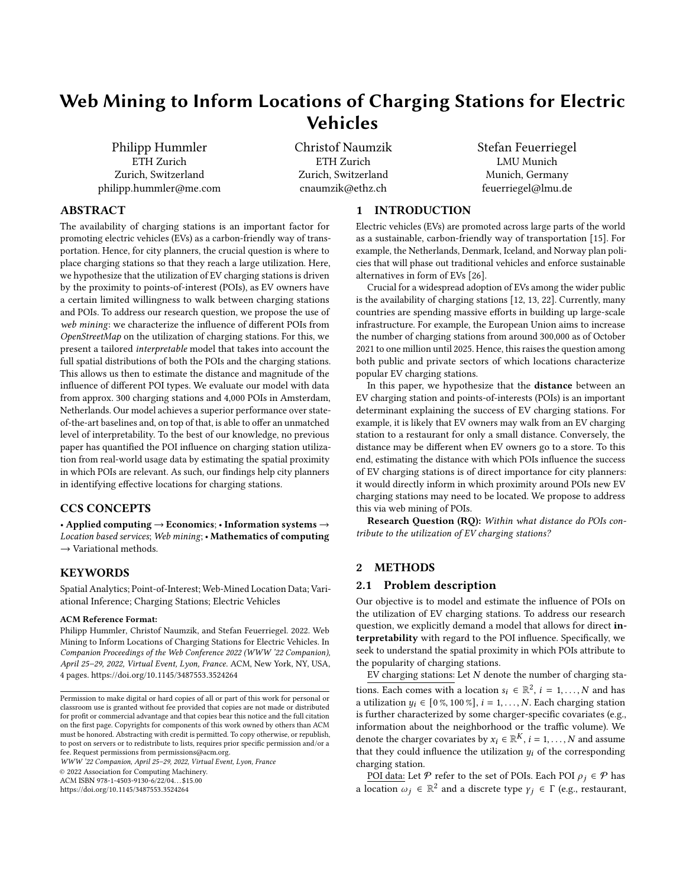# Web Mining to Inform Locations of Charging Stations for Electric Vehicles

Philipp Hummler
ETH Zurich
Zurich, Switzerland
philipp.hummler@me.com

Christof Naumzik
ETH Zurich
Zurich, Switzerland
cnaumzik@ethz.ch

Stefan Feuerriegel
LMU Munich
Munich, Germany
feuerriegel@lmu.de

## ABSTRACT

The availability of charging stations is an important factor for promoting electric vehicles (EVs) as a carbon-friendly way of transportation. Hence, for city planners, the crucial question is where to place charging stations so that they reach a large utilization. Here, we hypothesize that the utilization of EV charging stations is driven by the proximity to points-of-interest (POIs), as EV owners have a certain limited willingness to walk between charging stations and POIs. To address our research question, we propose the use of *web mining*: we characterize the influence of different POIs from *OpenStreetMap* on the utilization of charging stations. For this, we present a tailored *interpretable* model that takes into account the full spatial distributions of both the POIs and the charging stations. This allows us then to estimate the distance and magnitude of the influence of different POI types. We evaluate our model with data from approx. 300 charging stations and 4,000 POIs in Amsterdam, Netherlands. Our model achieves a superior performance over state-of-the-art baselines and, on top of that, is able to offer an unmatched level of interpretability. To the best of our knowledge, no previous paper has quantified the POI influence on charging station utilization from real-world usage data by estimating the spatial proximity in which POIs are relevant. As such, our findings help city planners in identifying effective locations for charging stations.

## CCS CONCEPTS

• **Applied computing** → **Economics**; • **Information systems** → *Location based services*; *Web mining*; • **Mathematics of computing** → Variational methods.

## KEYWORDS

Spatial Analytics; Point-of-Interest; Web-Mined Location Data; Variational Inference; Charging Stations; Electric Vehicles

**ACM Reference Format:**
Philipp Hummler, Christof Naumzik, and Stefan Feuerriegel. 2022. Web Mining to Inform Locations of Charging Stations for Electric Vehicles. In *Companion Proceedings of the Web Conference 2022 (WWW '22 Companion), April 25–29, 2022, Virtual Event, Lyon, France.* ACM, New York, NY, USA, 4 pages. https://doi.org/10.1145/3487553.3524264

Permission to make digital or hard copies of all or part of this work for personal or classroom use is granted without fee provided that copies are not made or distributed for profit or commercial advantage and that copies bear this notice and the full citation on the first page. Copyrights for components of this work owned by others than ACM must be honored. Abstracting with credit is permitted. To copy otherwise, or republish, to post on servers or to redistribute to lists, requires prior specific permission and/or a fee. Request permissions from permissions@acm.org.
*WWW '22 Companion, April 25–29, 2022, Virtual Event, Lyon, France*
© 2022 Association for Computing Machinery.
ACM ISBN 978-1-4503-9130-6/22/04...$15.00
https://doi.org/10.1145/3487553.3524264

## 1 INTRODUCTION

Electric vehicles (EVs) are promoted across large parts of the world as a sustainable, carbon-friendly way of transportation [15]. For example, the Netherlands, Denmark, Iceland, and Norway plan policies that will phase out traditional vehicles and enforce sustainable alternatives in form of EVs [26].

Crucial for a widespread adoption of EVs among the wider public is the availability of charging stations [12, 13, 22]. Currently, many countries are spending massive efforts in building up large-scale infrastructure. For example, the European Union aims to increase the number of charging stations from around 300,000 as of October 2021 to one million until 2025. Hence, this raises the question among both public and private sectors of which locations characterize popular EV charging stations.

In this paper, we hypothesize that the **distance** between an EV charging station and points-of-interests (POIs) is an important determinant explaining the success of EV charging stations. For example, it is likely that EV owners may walk from an EV charging station to a restaurant for only a small distance. Conversely, the distance may be different when EV owners go to a store. To this end, estimating the distance with which POIs influence the success of EV charging stations is of direct importance for city planners: it would directly inform in which proximity around POIs new EV charging stations may need to be located. We propose to address this via web mining of POIs.

**Research Question (RQ):** *Within what distance do POIs contribute to the utilization of EV charging stations?*

## 2 METHODS

### 2.1 Problem description

Our objective is to model and estimate the influence of POIs on the utilization of EV charging stations. To address our research question, we explicitly demand a model that allows for direct **interpretability** with regard to the POI influence. Specifically, we seek to understand the spatial proximity in which POIs attribute to the popularity of charging stations.

EV charging stations: Let $N$ denote the number of charging stations. Each comes with a location $s_i \in \mathbb{R}^2$, $i = 1, \ldots, N$ and has a utilization $y_i \in [0\,\%, 100\,\%]$, $i = 1, \ldots, N$. Each charging station is further characterized by some charger-specific covariates (e.g., information about the neighborhood or the traffic volume). We denote the charger covariates by $x_i \in \mathbb{R}^K$, $i = 1, \ldots, N$ and assume that they could influence the utilization $y_i$ of the corresponding charging station.

POI data: Let $\mathcal{P}$ refer to the set of POIs. Each POI $\rho_j \in \mathcal{P}$ has a location $\omega_j \in \mathbb{R}^2$ and a discrete type $\gamma_j \in \Gamma$ (e.g., restaurant,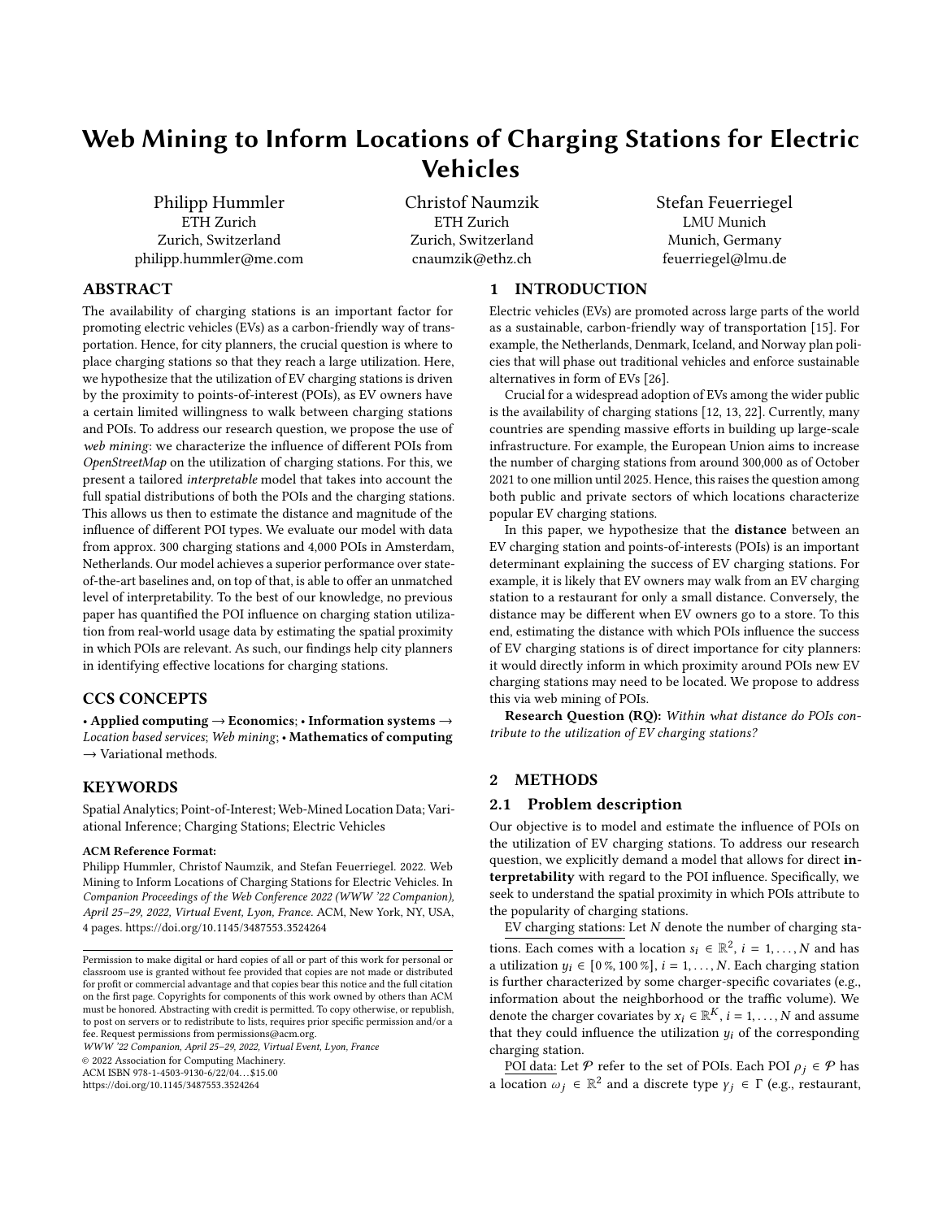# Web Mining to Inform Locations of Charging Stations for Electric Vehicles

Philipp Hummler
ETH Zurich
Zurich, Switzerland
philipp.hummler@me.com

Christof Naumzik
ETH Zurich
Zurich, Switzerland
cnaumzik@ethz.ch

Stefan Feuerriegel
LMU Munich
Munich, Germany
feuerriegel@lmu.de

## ABSTRACT

The availability of charging stations is an important factor for promoting electric vehicles (EVs) as a carbon-friendly way of transportation. Hence, for city planners, the crucial question is where to place charging stations so that they reach a large utilization. Here, we hypothesize that the utilization of EV charging stations is driven by the proximity to points-of-interest (POIs), as EV owners have a certain limited willingness to walk between charging stations and POIs. To address our research question, we propose the use of *web mining*: we characterize the influence of different POIs from *OpenStreetMap* on the utilization of charging stations. For this, we present a tailored *interpretable* model that takes into account the full spatial distributions of both the POIs and the charging stations. This allows us then to estimate the distance and magnitude of the influence of different POI types. We evaluate our model with data from approx. 300 charging stations and 4,000 POIs in Amsterdam, Netherlands. Our model achieves a superior performance over state-of-the-art baselines and, on top of that, is able to offer an unmatched level of interpretability. To the best of our knowledge, no previous paper has quantified the POI influence on charging station utilization from real-world usage data by estimating the spatial proximity in which POIs are relevant. As such, our findings help city planners in identifying effective locations for charging stations.

## CCS CONCEPTS

• **Applied computing** → **Economics**; • **Information systems** → *Location based services*; *Web mining*; • **Mathematics of computing** → Variational methods.

## KEYWORDS

Spatial Analytics; Point-of-Interest; Web-Mined Location Data; Variational Inference; Charging Stations; Electric Vehicles

**ACM Reference Format:**
Philipp Hummler, Christof Naumzik, and Stefan Feuerriegel. 2022. Web Mining to Inform Locations of Charging Stations for Electric Vehicles. In *Companion Proceedings of the Web Conference 2022 (WWW '22 Companion), April 25–29, 2022, Virtual Event, Lyon, France.* ACM, New York, NY, USA, 4 pages. https://doi.org/10.1145/3487553.3524264

Permission to make digital or hard copies of all or part of this work for personal or classroom use is granted without fee provided that copies are not made or distributed for profit or commercial advantage and that copies bear this notice and the full citation on the first page. Copyrights for components of this work owned by others than ACM must be honored. Abstracting with credit is permitted. To copy otherwise, or republish, to post on servers or to redistribute to lists, requires prior specific permission and/or a fee. Request permissions from permissions@acm.org.
*WWW '22 Companion, April 25–29, 2022, Virtual Event, Lyon, France*
© 2022 Association for Computing Machinery.
ACM ISBN 978-1-4503-9130-6/22/04...$15.00
https://doi.org/10.1145/3487553.3524264

## 1 INTRODUCTION

Electric vehicles (EVs) are promoted across large parts of the world as a sustainable, carbon-friendly way of transportation [15]. For example, the Netherlands, Denmark, Iceland, and Norway plan policies that will phase out traditional vehicles and enforce sustainable alternatives in form of EVs [26].

Crucial for a widespread adoption of EVs among the wider public is the availability of charging stations [12, 13, 22]. Currently, many countries are spending massive efforts in building up large-scale infrastructure. For example, the European Union aims to increase the number of charging stations from around 300,000 as of October 2021 to one million until 2025. Hence, this raises the question among both public and private sectors of which locations characterize popular EV charging stations.

In this paper, we hypothesize that the **distance** between an EV charging station and points-of-interests (POIs) is an important determinant explaining the success of EV charging stations. For example, it is likely that EV owners may walk from an EV charging station to a restaurant for only a small distance. Conversely, the distance may be different when EV owners go to a store. To this end, estimating the distance with which POIs influence the success of EV charging stations is of direct importance for city planners: it would directly inform in which proximity around POIs new EV charging stations may need to be located. We propose to address this via web mining of POIs.

**Research Question (RQ):** *Within what distance do POIs contribute to the utilization of EV charging stations?*

## 2 METHODS

### 2.1 Problem description

Our objective is to model and estimate the influence of POIs on the utilization of EV charging stations. To address our research question, we explicitly demand a model that allows for direct **interpretability** with regard to the POI influence. Specifically, we seek to understand the spatial proximity in which POIs attribute to the popularity of charging stations.

EV charging stations: Let $N$ denote the number of charging stations. Each comes with a location $s_i \in \mathbb{R}^2$, $i = 1, \ldots, N$ and has a utilization $y_i \in [0\,\%, 100\,\%]$, $i = 1, \ldots, N$. Each charging station is further characterized by some charger-specific covariates (e.g., information about the neighborhood or the traffic volume). We denote the charger covariates by $x_i \in \mathbb{R}^K$, $i = 1, \ldots, N$ and assume that they could influence the utilization $y_i$ of the corresponding charging station.

POI data: Let $\mathcal{P}$ refer to the set of POIs. Each POI $\rho_j \in \mathcal{P}$ has a location $\omega_j \in \mathbb{R}^2$ and a discrete type $\gamma_j \in \Gamma$ (e.g., restaurant,